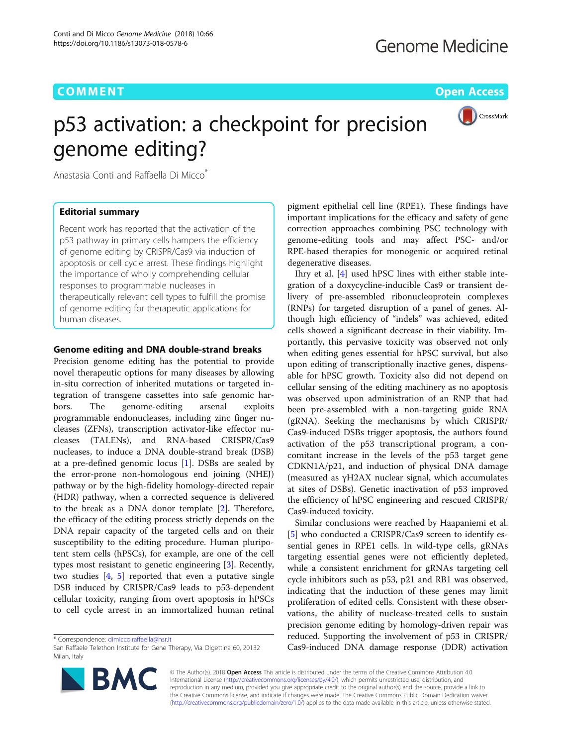COMMENT

Open Access

# p53 activation: a checkpoint for precision genome editing?

Anastasia Conti and Raffaella Di Micco*

## Editorial summary

Recent work has reported that the activation of the p53 pathway in primary cells hampers the efficiency of genome editing by CRISPR/Cas9 via induction of apoptosis or cell cycle arrest. These findings highlight the importance of wholly comprehending cellular responses to programmable nucleases in therapeutically relevant cell types to fulfill the promise of genome editing for therapeutic applications for human diseases.

## Genome editing and DNA double-strand breaks

Precision genome editing has the potential to provide novel therapeutic options for many diseases by allowing in-situ correction of inherited mutations or targeted integration of transgene cassettes into safe genomic harbors. The genome-editing arsenal exploits programmable endonucleases, including zinc finger nucleases (ZFNs), transcription activator-like effector nucleases (TALENs), and RNA-based CRISPR/Cas9 nucleases, to induce a DNA double-strand break (DSB) at a pre-defined genomic locus [1]. DSBs are sealed by the error-prone non-homologous end joining (NHEJ) pathway or by the high-fidelity homology-directed repair (HDR) pathway, when a corrected sequence is delivered to the break as a DNA donor template [2]. Therefore, the efficacy of the editing process strictly depends on the DNA repair capacity of the targeted cells and on their susceptibility to the editing procedure. Human pluripotent stem cells (hPSCs), for example, are one of the cell types most resistant to genetic engineering [3]. Recently, two studies [4, 5] reported that even a putative single DSB induced by CRISPR/Cas9 leads to p53-dependent cellular toxicity, ranging from overt apoptosis in hPSCs to cell cycle arrest in an immortalized human retinal pigment epithelial cell line (RPE1). These findings have important implications for the efficacy and safety of gene correction approaches combining PSC technology with genome-editing tools and may affect PSC- and/or RPE-based therapies for monogenic or acquired retinal degenerative diseases.

Ihry et al. [4] used hPSC lines with either stable integration of a doxycycline-inducible Cas9 or transient delivery of pre-assembled ribonucleoprotein complexes (RNPs) for targeted disruption of a panel of genes. Although high efficiency of "indels" was achieved, edited cells showed a significant decrease in their viability. Importantly, this pervasive toxicity was observed not only when editing genes essential for hPSC survival, but also upon editing of transcriptionally inactive genes, dispensable for hPSC growth. Toxicity also did not depend on cellular sensing of the editing machinery as no apoptosis was observed upon administration of an RNP that had been pre-assembled with a non-targeting guide RNA (gRNA). Seeking the mechanisms by which CRISPR/Cas9-induced DSBs trigger apoptosis, the authors found activation of the p53 transcriptional program, a concomitant increase in the levels of the p53 target gene CDKN1A/p21, and induction of physical DNA damage (measured as γH2AX nuclear signal, which accumulates at sites of DSBs). Genetic inactivation of p53 improved the efficiency of hPSC engineering and rescued CRISPR/Cas9-induced toxicity.

Similar conclusions were reached by Haapaniemi et al. [5] who conducted a CRISPR/Cas9 screen to identify essential genes in RPE1 cells. In wild-type cells, gRNAs targeting essential genes were not efficiently depleted, while a consistent enrichment for gRNAs targeting cell cycle inhibitors such as p53, p21 and RB1 was observed, indicating that the induction of these genes may limit proliferation of edited cells. Consistent with these observations, the ability of nuclease-treated cells to sustain precision genome editing by homology-driven repair was reduced. Supporting the involvement of p53 in CRISPR/Cas9-induced DNA damage response (DDR) activation

\* Correspondence: dimicco.raffaella@hsr.it
San Raffaele Telethon Institute for Gene Therapy, Via Olgettina 60, 20132 Milan, Italy

© The Author(s). 2018 Open Access This article is distributed under the terms of the Creative Commons Attribution 4.0 International License (http://creativecommons.org/licenses/by/4.0/), which permits unrestricted use, distribution, and reproduction in any medium, provided you give appropriate credit to the original author(s) and the source, provide a link to the Creative Commons license, and indicate if changes were made. The Creative Commons Public Domain Dedication waiver (http://creativecommons.org/publicdomain/zero/1.0/) applies to the data made available in this article, unless otherwise stated.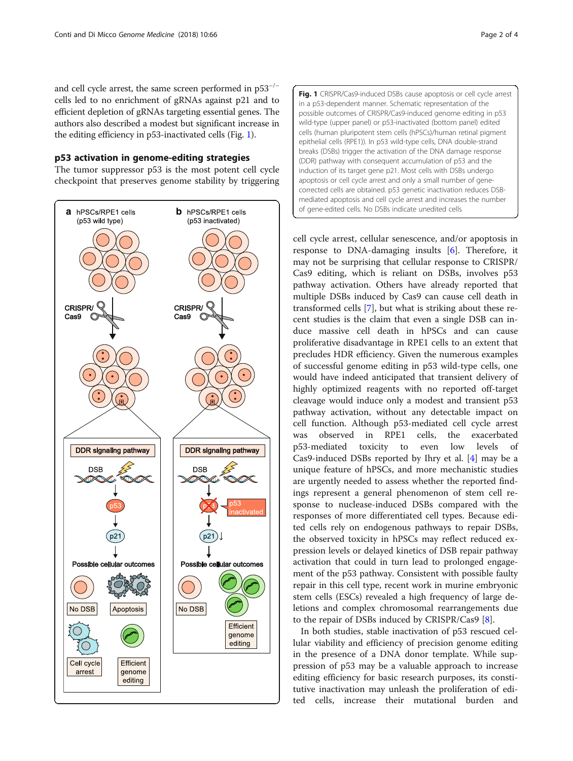and cell cycle arrest, the same screen performed in $p53^{-/-}$ cells led to no enrichment of gRNAs against p21 and to efficient depletion of gRNAs targeting essential genes. The authors also described a modest but significant increase in the editing efficiency in p53-inactivated cells (Fig. 1).

## p53 activation in genome-editing strategies

The tumor suppressor p53 is the most potent cell cycle checkpoint that preserves genome stability by triggering cell cycle arrest, cellular senescence, and/or apoptosis in response to DNA-damaging insults [6]. Therefore, it may not be surprising that cellular response to CRISPR/Cas9 editing, which is reliant on DSBs, involves p53 pathway activation. Others have already reported that multiple DSBs induced by Cas9 can cause cell death in transformed cells [7], but what is striking about these recent studies is the claim that even a single DSB can induce massive cell death in hPSCs and can cause proliferative disadvantage in RPE1 cells to an extent that precludes HDR efficiency. Given the numerous examples of successful genome editing in p53 wild-type cells, one would have indeed anticipated that transient delivery of highly optimized reagents with no reported off-target cleavage would induce only a modest and transient p53 pathway activation, without any detectable impact on cell function. Although p53-mediated cell cycle arrest was observed in RPE1 cells, the exacerbated p53-mediated toxicity to even low levels of Cas9-induced DSBs reported by Ihry et al. [4] may be a unique feature of hPSCs, and more mechanistic studies are urgently needed to assess whether the reported findings represent a general phenomenon of stem cell response to nuclease-induced DSBs compared with the responses of more differentiated cell types. Because edited cells rely on endogenous pathways to repair DSBs, the observed toxicity in hPSCs may reflect reduced expression levels or delayed kinetics of DSB repair pathway activation that could in turn lead to prolonged engagement of the p53 pathway. Consistent with possible faulty repair in this cell type, recent work in murine embryonic stem cells (ESCs) revealed a high frequency of large deletions and complex chromosomal rearrangements due to the repair of DSBs induced by CRISPR/Cas9 [8].

In both studies, stable inactivation of p53 rescued cellular viability and efficiency of precision genome editing in the presence of a DNA donor template. While suppression of p53 may be a valuable approach to increase editing efficiency for basic research purposes, its constitutive inactivation may unleash the proliferation of edited cells, increase their mutational burden and

a hPSCs/RPE1 cells (p53 wild type)
b hPSCs/RPE1 cells (p53 inactivated)
CRISPR/ Cas9
CRISPR/ Cas9
DDR signaling pathway
DSB
p53
p21
Possible cellular outcomes
No DSB
Apoptosis
Cell cycle arrest
Efficient genome editing
DDR signaling pathway
DSB
p53
p53 inactivated
p21
Possible cellular outcomes
No DSB
Efficient genome editing

**Fig. 1** CRISPR/Cas9-induced DSBs cause apoptosis or cell cycle arrest in a p53-dependent manner. Schematic representation of the possible outcomes of CRISPR/Cas9-induced genome editing in p53 wild-type (upper panel) or p53-inactivated (bottom panel) edited cells (human pluripotent stem cells (hPSCs)/human retinal pigment epithelial cells (RPE1)). In p53 wild-type cells, DNA double-strand breaks (DSBs) trigger the activation of the DNA damage response (DDR) pathway with consequent accumulation of p53 and the induction of its target gene p21. Most cells with DSBs undergo apoptosis or cell cycle arrest and only a small number of gene-corrected cells are obtained. p53 genetic inactivation reduces DSB-mediated apoptosis and cell cycle arrest and increases the number of gene-edited cells. No DSBs indicate unedited cells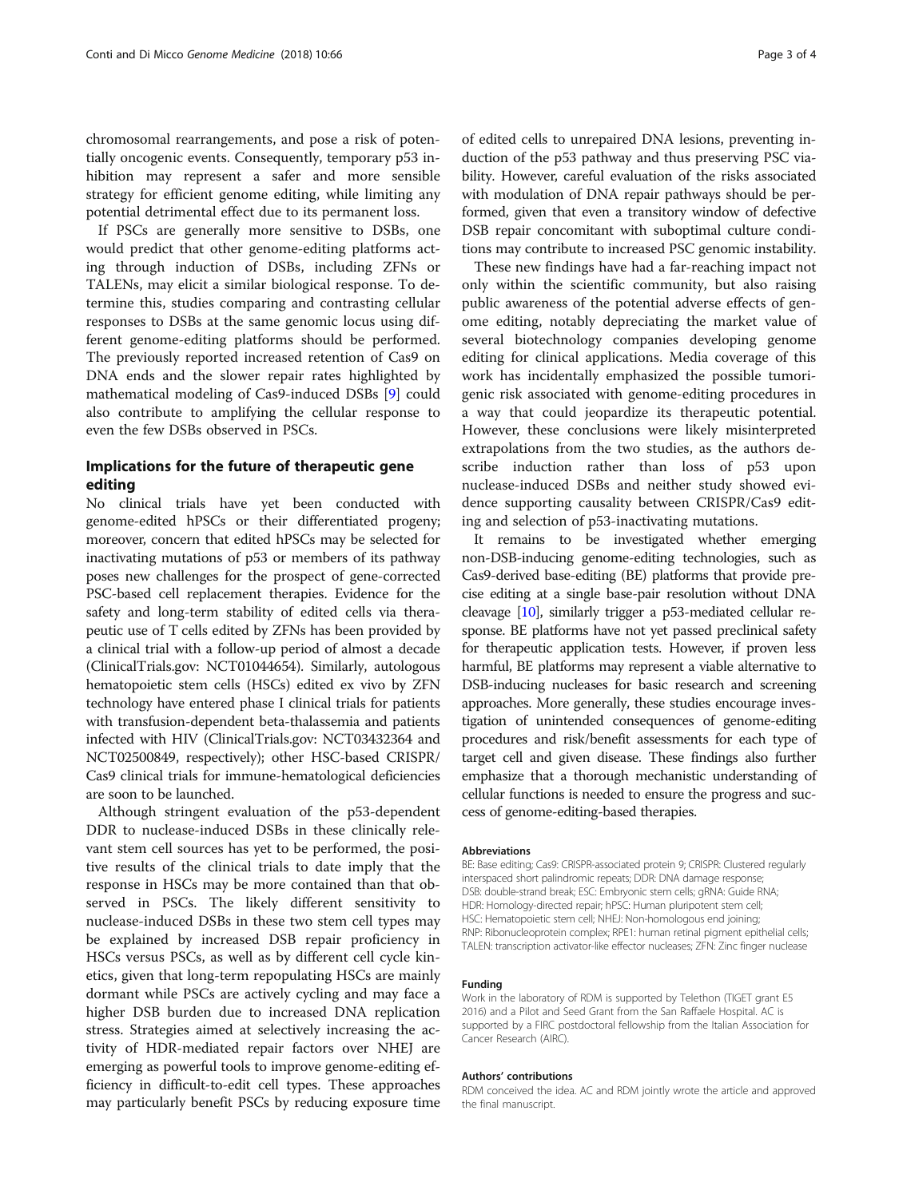chromosomal rearrangements, and pose a risk of potentially oncogenic events. Consequently, temporary p53 inhibition may represent a safer and more sensible strategy for efficient genome editing, while limiting any potential detrimental effect due to its permanent loss.

If PSCs are generally more sensitive to DSBs, one would predict that other genome-editing platforms acting through induction of DSBs, including ZFNs or TALENs, may elicit a similar biological response. To determine this, studies comparing and contrasting cellular responses to DSBs at the same genomic locus using different genome-editing platforms should be performed. The previously reported increased retention of Cas9 on DNA ends and the slower repair rates highlighted by mathematical modeling of Cas9-induced DSBs [9] could also contribute to amplifying the cellular response to even the few DSBs observed in PSCs.

## Implications for the future of therapeutic gene editing

No clinical trials have yet been conducted with genome-edited hPSCs or their differentiated progeny; moreover, concern that edited hPSCs may be selected for inactivating mutations of p53 or members of its pathway poses new challenges for the prospect of gene-corrected PSC-based cell replacement therapies. Evidence for the safety and long-term stability of edited cells via therapeutic use of T cells edited by ZFNs has been provided by a clinical trial with a follow-up period of almost a decade (ClinicalTrials.gov: NCT01044654). Similarly, autologous hematopoietic stem cells (HSCs) edited ex vivo by ZFN technology have entered phase I clinical trials for patients with transfusion-dependent beta-thalassemia and patients infected with HIV (ClinicalTrials.gov: NCT03432364 and NCT02500849, respectively); other HSC-based CRISPR/Cas9 clinical trials for immune-hematological deficiencies are soon to be launched.

Although stringent evaluation of the p53-dependent DDR to nuclease-induced DSBs in these clinically relevant stem cell sources has yet to be performed, the positive results of the clinical trials to date imply that the response in HSCs may be more contained than that observed in PSCs. The likely different sensitivity to nuclease-induced DSBs in these two stem cell types may be explained by increased DSB repair proficiency in HSCs versus PSCs, as well as by different cell cycle kinetics, given that long-term repopulating HSCs are mainly dormant while PSCs are actively cycling and may face a higher DSB burden due to increased DNA replication stress. Strategies aimed at selectively increasing the activity of HDR-mediated repair factors over NHEJ are emerging as powerful tools to improve genome-editing efficiency in difficult-to-edit cell types. These approaches may particularly benefit PSCs by reducing exposure time of edited cells to unrepaired DNA lesions, preventing induction of the p53 pathway and thus preserving PSC viability. However, careful evaluation of the risks associated with modulation of DNA repair pathways should be performed, given that even a transitory window of defective DSB repair concomitant with suboptimal culture conditions may contribute to increased PSC genomic instability.

These new findings have had a far-reaching impact not only within the scientific community, but also raising public awareness of the potential adverse effects of genome editing, notably depreciating the market value of several biotechnology companies developing genome editing for clinical applications. Media coverage of this work has incidentally emphasized the possible tumorigenic risk associated with genome-editing procedures in a way that could jeopardize its therapeutic potential. However, these conclusions were likely misinterpreted extrapolations from the two studies, as the authors describe induction rather than loss of p53 upon nuclease-induced DSBs and neither study showed evidence supporting causality between CRISPR/Cas9 editing and selection of p53-inactivating mutations.

It remains to be investigated whether emerging non-DSB-inducing genome-editing technologies, such as Cas9-derived base-editing (BE) platforms that provide precise editing at a single base-pair resolution without DNA cleavage [10], similarly trigger a p53-mediated cellular response. BE platforms have not yet passed preclinical safety for therapeutic application tests. However, if proven less harmful, BE platforms may represent a viable alternative to DSB-inducing nucleases for basic research and screening approaches. More generally, these studies encourage investigation of unintended consequences of genome-editing procedures and risk/benefit assessments for each type of target cell and given disease. These findings also further emphasize that a thorough mechanistic understanding of cellular functions is needed to ensure the progress and success of genome-editing-based therapies.

#### Abbreviations

BE: Base editing; Cas9: CRISPR-associated protein 9; CRISPR: Clustered regularly interspaced short palindromic repeats; DDR: DNA damage response; DSB: double-strand break; ESC: Embryonic stem cells; gRNA: Guide RNA; HDR: Homology-directed repair; hPSC: Human pluripotent stem cell; HSC: Hematopoietic stem cell; NHEJ: Non-homologous end joining; RNP: Ribonucleoprotein complex; RPE1: human retinal pigment epithelial cells; TALEN: transcription activator-like effector nucleases; ZFN: Zinc finger nuclease

#### Funding

Work in the laboratory of RDM is supported by Telethon (TIGET grant E5 2016) and a Pilot and Seed Grant from the San Raffaele Hospital. AC is supported by a FIRC postdoctoral fellowship from the Italian Association for Cancer Research (AIRC).

#### Authors' contributions

RDM conceived the idea. AC and RDM jointly wrote the article and approved the final manuscript.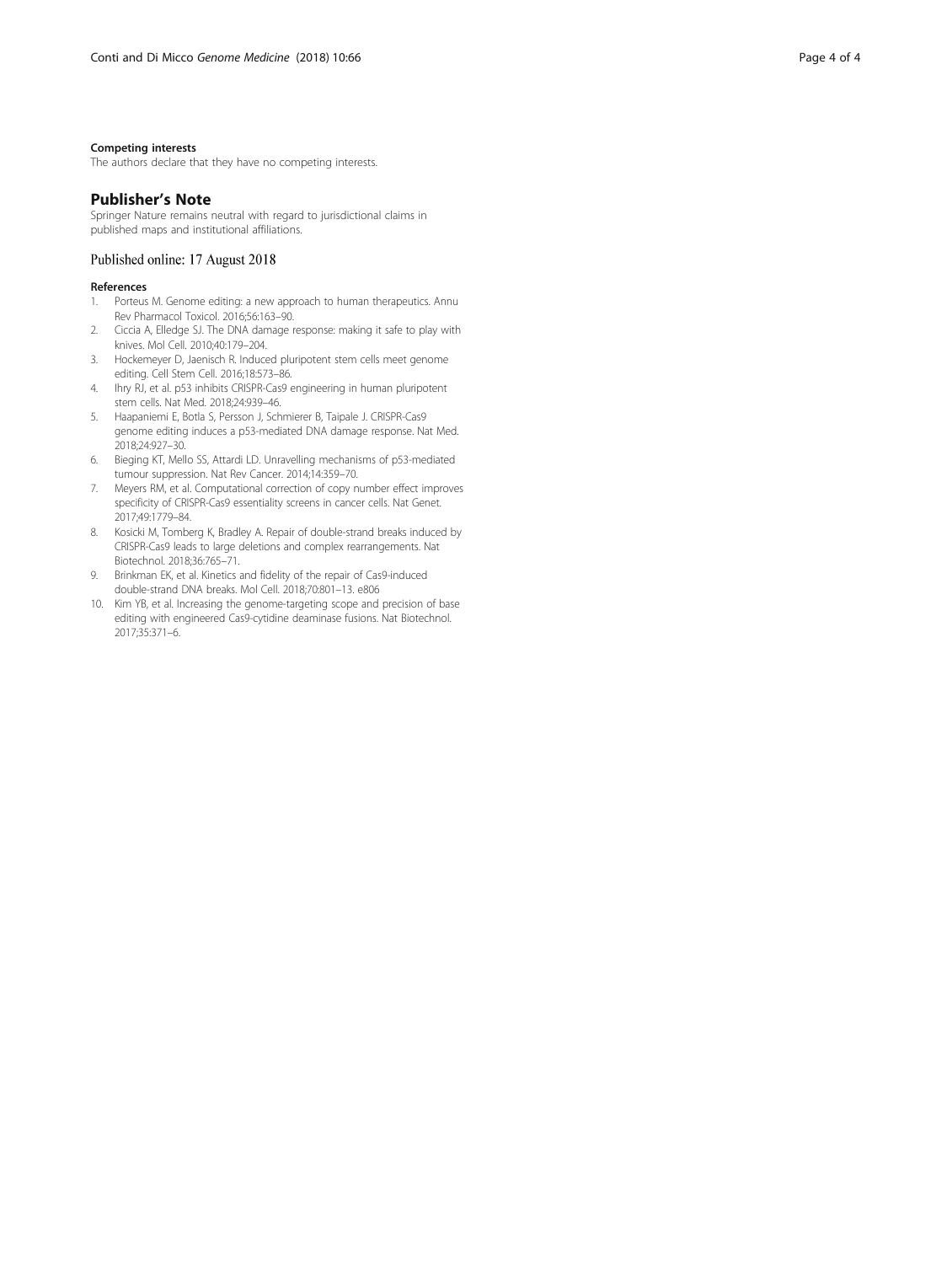#### Competing interests

The authors declare that they have no competing interests.

## Publisher's Note

Springer Nature remains neutral with regard to jurisdictional claims in published maps and institutional affiliations.

Published online: 17 August 2018

#### References

1. Porteus M. Genome editing: a new approach to human therapeutics. Annu Rev Pharmacol Toxicol. 2016;56:163–90.
2. Ciccia A, Elledge SJ. The DNA damage response: making it safe to play with knives. Mol Cell. 2010;40:179–204.
3. Hockemeyer D, Jaenisch R. Induced pluripotent stem cells meet genome editing. Cell Stem Cell. 2016;18:573–86.
4. Ihry RJ, et al. p53 inhibits CRISPR-Cas9 engineering in human pluripotent stem cells. Nat Med. 2018;24:939–46.
5. Haapaniemi E, Botla S, Persson J, Schmierer B, Taipale J. CRISPR-Cas9 genome editing induces a p53-mediated DNA damage response. Nat Med. 2018;24:927–30.
6. Bieging KT, Mello SS, Attardi LD. Unravelling mechanisms of p53-mediated tumour suppression. Nat Rev Cancer. 2014;14:359–70.
7. Meyers RM, et al. Computational correction of copy number effect improves specificity of CRISPR-Cas9 essentiality screens in cancer cells. Nat Genet. 2017;49:1779–84.
8. Kosicki M, Tomberg K, Bradley A. Repair of double-strand breaks induced by CRISPR-Cas9 leads to large deletions and complex rearrangements. Nat Biotechnol. 2018;36:765–71.
9. Brinkman EK, et al. Kinetics and fidelity of the repair of Cas9-induced double-strand DNA breaks. Mol Cell. 2018;70:801–13. e806
10. Kim YB, et al. Increasing the genome-targeting scope and precision of base editing with engineered Cas9-cytidine deaminase fusions. Nat Biotechnol. 2017;35:371–6.